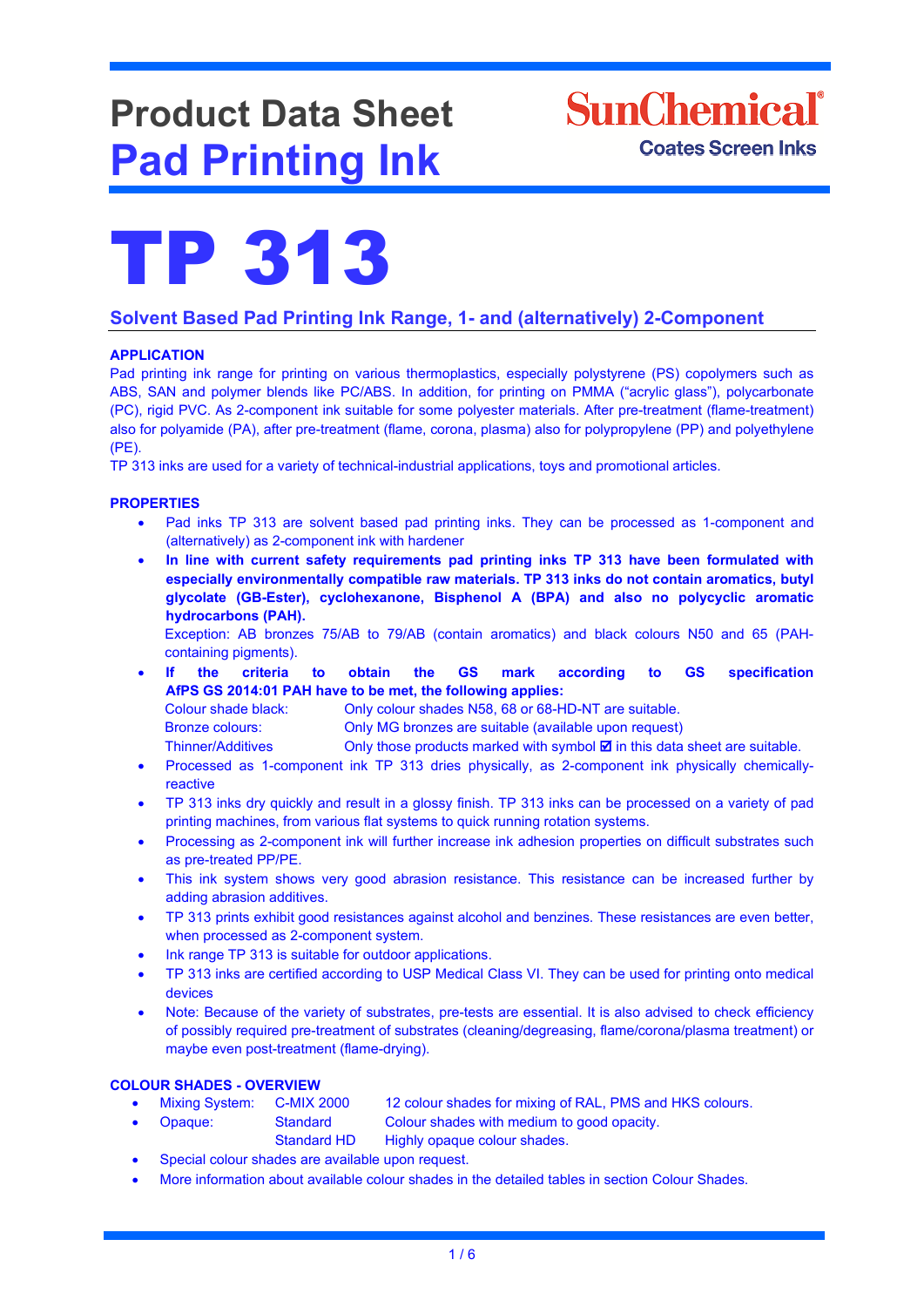# Product Data Sheet
# Pad Printing Ink

SunChemical®
Coates Screen Inks

# TP 313

## Solvent Based Pad Printing Ink Range, 1- and (alternatively) 2-Component

### APPLICATION

Pad printing ink range for printing on various thermoplastics, especially polystyrene (PS) copolymers such as ABS, SAN and polymer blends like PC/ABS. In addition, for printing on PMMA ("acrylic glass"), polycarbonate (PC), rigid PVC. As 2-component ink suitable for some polyester materials. After pre-treatment (flame-treatment) also for polyamide (PA), after pre-treatment (flame, corona, plasma) also for polypropylene (PP) and polyethylene (PE).

TP 313 inks are used for a variety of technical-industrial applications, toys and promotional articles.

### PROPERTIES

- Pad inks TP 313 are solvent based pad printing inks. They can be processed as 1-component and (alternatively) as 2-component ink with hardener
- **In line with current safety requirements pad printing inks TP 313 have been formulated with especially environmentally compatible raw materials. TP 313 inks do not contain aromatics, butyl glycolate (GB-Ester), cyclohexanone, Bisphenol A (BPA) and also no polycyclic aromatic hydrocarbons (PAH).**
  Exception: AB bronzes 75/AB to 79/AB (contain aromatics) and black colours N50 and 65 (PAH-containing pigments).
- **If the criteria to obtain the GS mark according to GS specification AfPS GS 2014:01 PAH have to be met, the following applies:**

  | | |
  |---|---|
  | Colour shade black: | Only colour shades N58, 68 or 68-HD-NT are suitable. |
  | Bronze colours: | Only MG bronzes are suitable (available upon request) |
  | Thinner/Additives | Only those products marked with symbol ☑ in this data sheet are suitable. |

- Processed as 1-component ink TP 313 dries physically, as 2-component ink physically chemically-reactive
- TP 313 inks dry quickly and result in a glossy finish. TP 313 inks can be processed on a variety of pad printing machines, from various flat systems to quick running rotation systems.
- Processing as 2-component ink will further increase ink adhesion properties on difficult substrates such as pre-treated PP/PE.
- This ink system shows very good abrasion resistance. This resistance can be increased further by adding abrasion additives.
- TP 313 prints exhibit good resistances against alcohol and benzines. These resistances are even better, when processed as 2-component system.
- Ink range TP 313 is suitable for outdoor applications.
- TP 313 inks are certified according to USP Medical Class VI. They can be used for printing onto medical devices
- Note: Because of the variety of substrates, pre-tests are essential. It is also advised to check efficiency of possibly required pre-treatment of substrates (cleaning/degreasing, flame/corona/plasma treatment) or maybe even post-treatment (flame-drying).

### COLOUR SHADES - OVERVIEW

- Mixing System: C-MIX 2000 — 12 colour shades for mixing of RAL, PMS and HKS colours.
- Opaque: Standard — Colour shades with medium to good opacity.
  Standard HD — Highly opaque colour shades.
- Special colour shades are available upon request.
- More information about available colour shades in the detailed tables in section Colour Shades.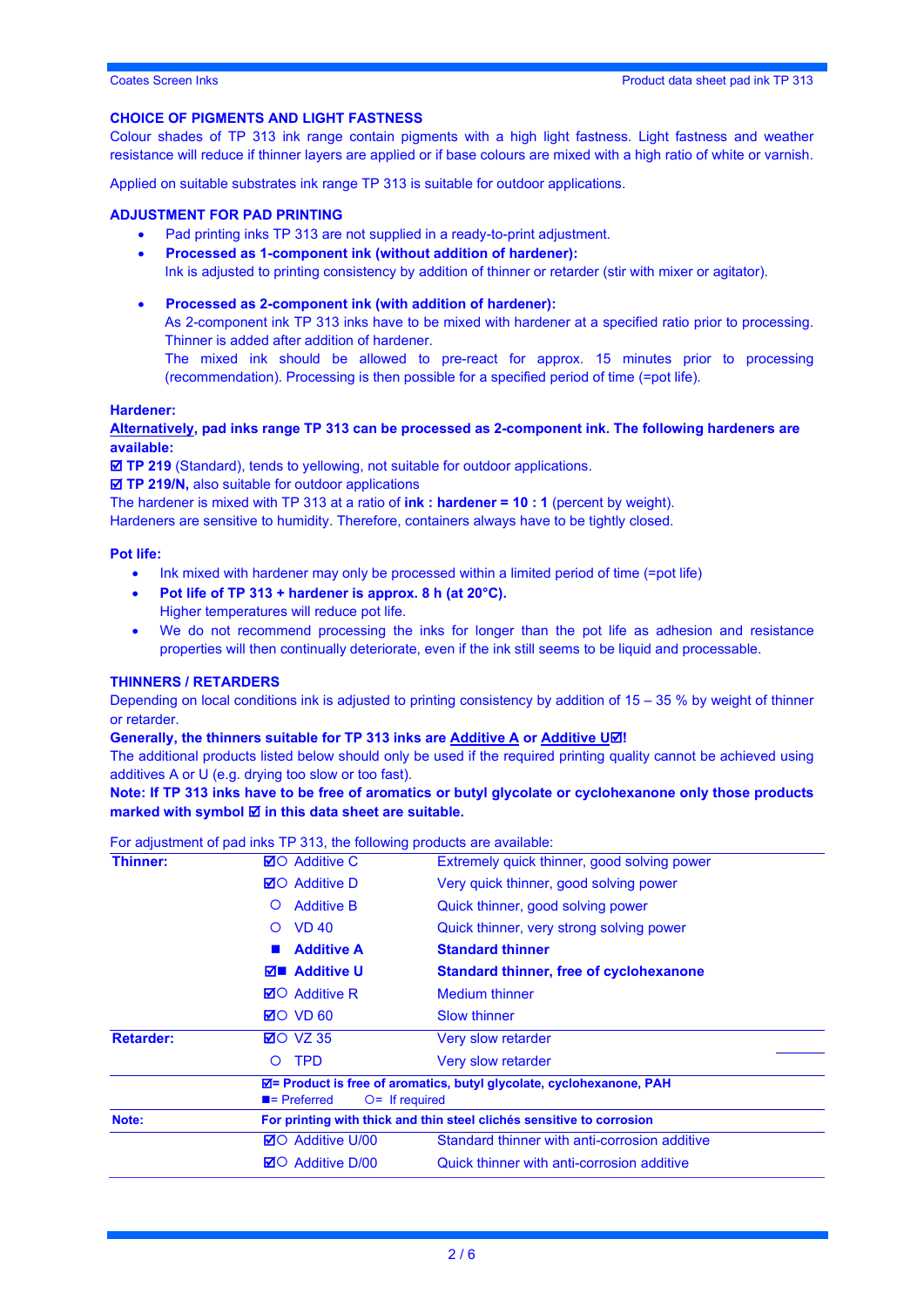## CHOICE OF PIGMENTS AND LIGHT FASTNESS

Colour shades of TP 313 ink range contain pigments with a high light fastness. Light fastness and weather resistance will reduce if thinner layers are applied or if base colours are mixed with a high ratio of white or varnish.

Applied on suitable substrates ink range TP 313 is suitable for outdoor applications.

## ADJUSTMENT FOR PAD PRINTING

- Pad printing inks TP 313 are not supplied in a ready-to-print adjustment.
- **Processed as 1-component ink (without addition of hardener):**
  Ink is adjusted to printing consistency by addition of thinner or retarder (stir with mixer or agitator).
- **Processed as 2-component ink (with addition of hardener):**
  As 2-component ink TP 313 inks have to be mixed with hardener at a specified ratio prior to processing. Thinner is added after addition of hardener.
  The mixed ink should be allowed to pre-react for approx. 15 minutes prior to processing (recommendation). Processing is then possible for a specified period of time (=pot life).

**Hardener:**

**Alternatively, pad inks range TP 313 can be processed as 2-component ink. The following hardeners are available:**

☑ **TP 219** (Standard), tends to yellowing, not suitable for outdoor applications.
☑ **TP 219/N,** also suitable for outdoor applications
The hardener is mixed with TP 313 at a ratio of **ink : hardener = 10 : 1** (percent by weight).
Hardeners are sensitive to humidity. Therefore, containers always have to be tightly closed.

**Pot life:**

- Ink mixed with hardener may only be processed within a limited period of time (=pot life)
- **Pot life of TP 313 + hardener is approx. 8 h (at 20°C).**
  Higher temperatures will reduce pot life.
- We do not recommend processing the inks for longer than the pot life as adhesion and resistance properties will then continually deteriorate, even if the ink still seems to be liquid and processable.

## THINNERS / RETARDERS

Depending on local conditions ink is adjusted to printing consistency by addition of 15 – 35 % by weight of thinner or retarder.

**Generally, the thinners suitable for TP 313 inks are Additive A or Additive U☑!**

The additional products listed below should only be used if the required printing quality cannot be achieved using additives A or U (e.g. drying too slow or too fast).

**Note: If TP 313 inks have to be free of aromatics or butyl glycolate or cyclohexanone only those products marked with symbol ☑ in this data sheet are suitable.**

For adjustment of pad inks TP 313, the following products are available:

| | | | |
|---|---|---|---|
| **Thinner:** | ☑○ | Additive C | Extremely quick thinner, good solving power |
| | ☑○ | Additive D | Very quick thinner, good solving power |
| | ○ | Additive B | Quick thinner, good solving power |
| | ○ | VD 40 | Quick thinner, very strong solving power |
| | ■ | **Additive A** | **Standard thinner** |
| | ☑■ | **Additive U** | **Standard thinner, free of cyclohexanone** |
| | ☑○ | Additive R | Medium thinner |
| | ☑○ | VD 60 | Slow thinner |
| **Retarder:** | ☑○ | VZ 35 | Very slow retarder |
| | ○ | TPD | Very slow retarder |
| | **☑= Product is free of aromatics, butyl glycolate, cyclohexanone, PAH**<br>■= Preferred ○= If required | | |
| **Note:** | **For printing with thick and thin steel clichés sensitive to corrosion** | | |
| | ☑○ | Additive U/00 | Standard thinner with anti-corrosion additive |
| | ☑○ | Additive D/00 | Quick thinner with anti-corrosion additive |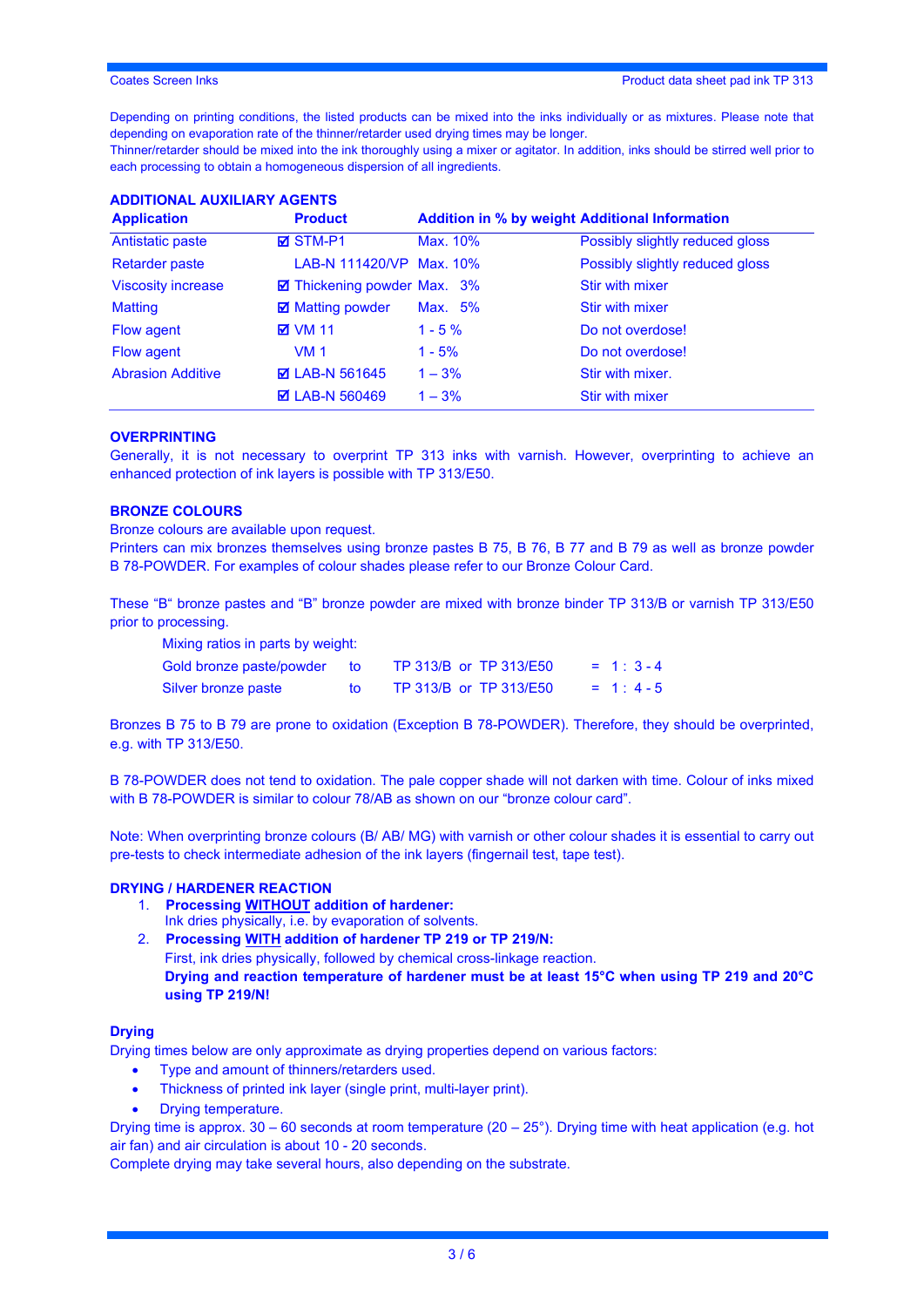Depending on printing conditions, the listed products can be mixed into the inks individually or as mixtures. Please note that depending on evaporation rate of the thinner/retarder used drying times may be longer.
Thinner/retarder should be mixed into the ink thoroughly using a mixer or agitator. In addition, inks should be stirred well prior to each processing to obtain a homogeneous dispersion of all ingredients.

## ADDITIONAL AUXILIARY AGENTS

| Application | Product | Addition in % by weight | Additional Information |
|---|---|---|---|
| Antistatic paste | ☑ STM-P1 | Max. 10% | Possibly slightly reduced gloss |
| Retarder paste | LAB-N 111420/VP | Max. 10% | Possibly slightly reduced gloss |
| Viscosity increase | ☑ Thickening powder | Max. 3% | Stir with mixer |
| Matting | ☑ Matting powder | Max. 5% | Stir with mixer |
| Flow agent | ☑ VM 11 | 1 - 5 % | Do not overdose! |
| Flow agent | VM 1 | 1 - 5% | Do not overdose! |
| Abrasion Additive | ☑ LAB-N 561645 | 1 – 3% | Stir with mixer. |
| | ☑ LAB-N 560469 | 1 – 3% | Stir with mixer |

## OVERPRINTING

Generally, it is not necessary to overprint TP 313 inks with varnish. However, overprinting to achieve an enhanced protection of ink layers is possible with TP 313/E50.

## BRONZE COLOURS

Bronze colours are available upon request.
Printers can mix bronzes themselves using bronze pastes B 75, B 76, B 77 and B 79 as well as bronze powder B 78-POWDER. For examples of colour shades please refer to our Bronze Colour Card.

These "B" bronze pastes and "B" bronze powder are mixed with bronze binder TP 313/B or varnish TP 313/E50 prior to processing.

Mixing ratios in parts by weight:

| | | | |
|---|---|---|---|
| Gold bronze paste/powder | to | TP 313/B or TP 313/E50 | = 1 : 3 - 4 |
| Silver bronze paste | to | TP 313/B or TP 313/E50 | = 1 : 4 - 5 |

Bronzes B 75 to B 79 are prone to oxidation (Exception B 78-POWDER). Therefore, they should be overprinted, e.g. with TP 313/E50.

B 78-POWDER does not tend to oxidation. The pale copper shade will not darken with time. Colour of inks mixed with B 78-POWDER is similar to colour 78/AB as shown on our "bronze colour card".

Note: When overprinting bronze colours (B/ AB/ MG) with varnish or other colour shades it is essential to carry out pre-tests to check intermediate adhesion of the ink layers (fingernail test, tape test).

## DRYING / HARDENER REACTION

1. **Processing WITHOUT addition of hardener:**
   Ink dries physically, i.e. by evaporation of solvents.
2. **Processing WITH addition of hardener TP 219 or TP 219/N:**
   First, ink dries physically, followed by chemical cross-linkage reaction.
   **Drying and reaction temperature of hardener must be at least 15°C when using TP 219 and 20°C using TP 219/N!**

### Drying

Drying times below are only approximate as drying properties depend on various factors:

- Type and amount of thinners/retarders used.
- Thickness of printed ink layer (single print, multi-layer print).
- Drying temperature.

Drying time is approx. 30 – 60 seconds at room temperature (20 – 25°). Drying time with heat application (e.g. hot air fan) and air circulation is about 10 - 20 seconds.
Complete drying may take several hours, also depending on the substrate.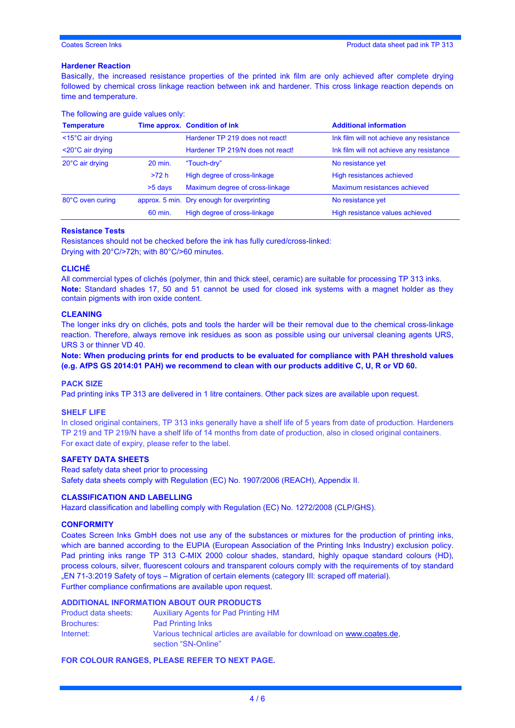### Hardener Reaction

Basically, the increased resistance properties of the printed ink film are only achieved after complete drying followed by chemical cross linkage reaction between ink and hardener. This cross linkage reaction depends on time and temperature.

The following are guide values only:

| Temperature | Time approx. | Condition of ink | Additional information |
|---|---|---|---|
| <15°C air drying | | Hardener TP 219 does not react! | Ink film will not achieve any resistance |
| <20°C air drying | | Hardener TP 219/N does not react! | Ink film will not achieve any resistance |
| 20°C air drying | 20 min. | "Touch-dry" | No resistance yet |
| | >72 h | High degree of cross-linkage | High resistances achieved |
| | >5 days | Maximum degree of cross-linkage | Maximum resistances achieved |
| 80°C oven curing | approx. 5 min. | Dry enough for overprinting | No resistance yet |
| | 60 min. | High degree of cross-linkage | High resistance values achieved |

### Resistance Tests

Resistances should not be checked before the ink has fully cured/cross-linked:
Drying with 20°C/>72h; with 80°C/>60 minutes.

### CLICHÉ

All commercial types of clichés (polymer, thin and thick steel, ceramic) are suitable for processing TP 313 inks.
**Note:** Standard shades 17, 50 and 51 cannot be used for closed ink systems with a magnet holder as they contain pigments with iron oxide content.

### CLEANING

The longer inks dry on clichés, pots and tools the harder will be their removal due to the chemical cross-linkage reaction. Therefore, always remove ink residues as soon as possible using our universal cleaning agents URS, URS 3 or thinner VD 40.

**Note: When producing prints for end products to be evaluated for compliance with PAH threshold values (e.g. AfPS GS 2014:01 PAH) we recommend to clean with our products additive C, U, R or VD 60.**

### PACK SIZE

Pad printing inks TP 313 are delivered in 1 litre containers. Other pack sizes are available upon request.

### SHELF LIFE

In closed original containers, TP 313 inks generally have a shelf life of 5 years from date of production. Hardeners TP 219 and TP 219/N have a shelf life of 14 months from date of production, also in closed original containers.
For exact date of expiry, please refer to the label.

### SAFETY DATA SHEETS

Read safety data sheet prior to processing
Safety data sheets comply with Regulation (EC) No. 1907/2006 (REACH), Appendix II.

### CLASSIFICATION AND LABELLING

Hazard classification and labelling comply with Regulation (EC) No. 1272/2008 (CLP/GHS).

### CONFORMITY

Coates Screen Inks GmbH does not use any of the substances or mixtures for the production of printing inks, which are banned according to the EUPIA (European Association of the Printing Inks Industry) exclusion policy.
Pad printing inks range TP 313 C-MIX 2000 colour shades, standard, highly opaque standard colours (HD), process colours, silver, fluorescent colours and transparent colours comply with the requirements of toy standard „EN 71-3:2019 Safety of toys – Migration of certain elements (category III: scraped off material).
Further compliance confirmations are available upon request.

### ADDITIONAL INFORMATION ABOUT OUR PRODUCTS

| | |
|---|---|
| Product data sheets: | Auxiliary Agents for Pad Printing HM |
| Brochures: | Pad Printing Inks |
| Internet: | Various technical articles are available for download on www.coates.de, section "SN-Online" |

**FOR COLOUR RANGES, PLEASE REFER TO NEXT PAGE.**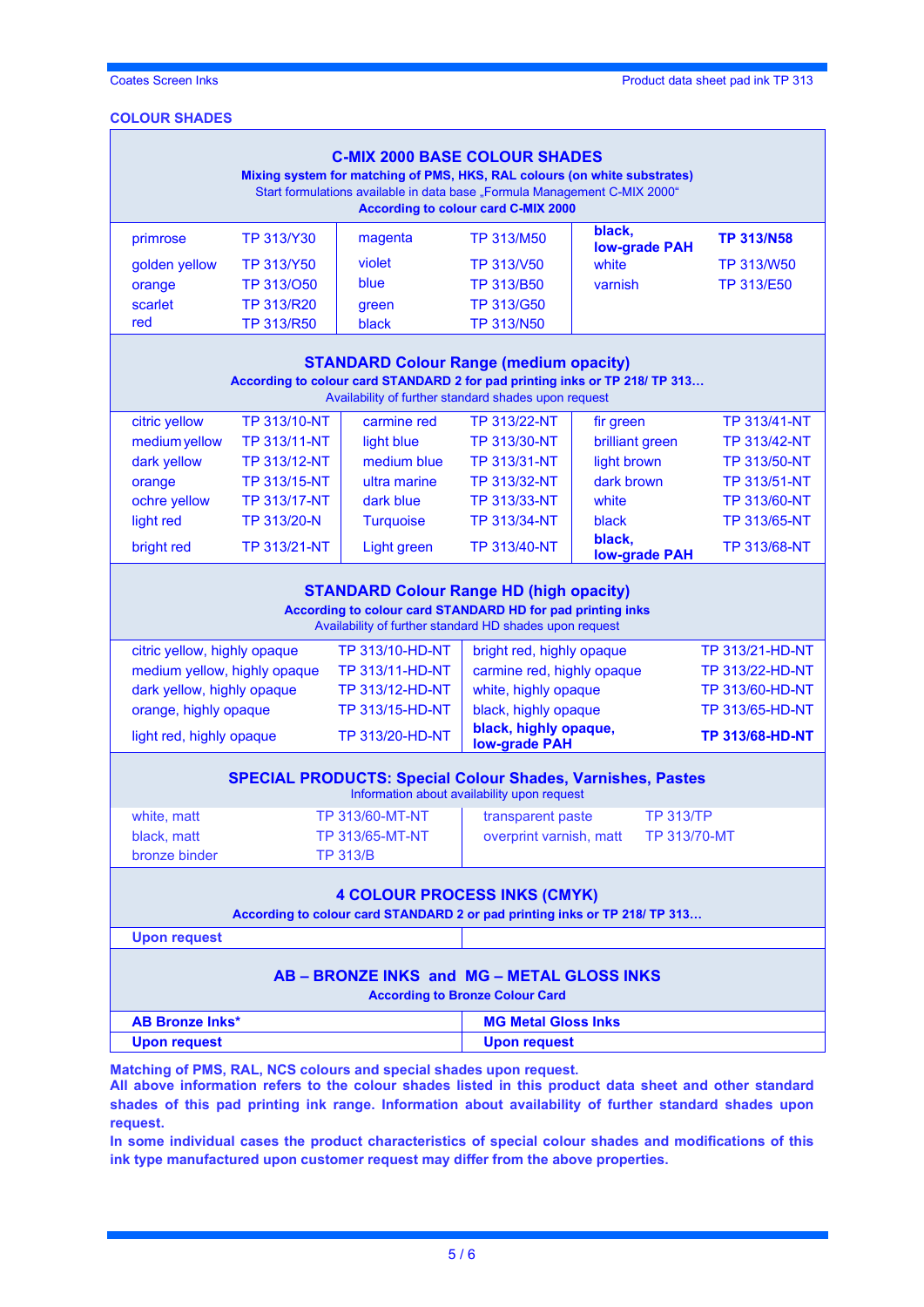## COLOUR SHADES

### C-MIX 2000 BASE COLOUR SHADES

**Mixing system for matching of PMS, HKS, RAL colours (on white substrates)**
Start formulations available in data base „Formula Management C-MIX 2000"
**According to colour card C-MIX 2000**

| | | | | | |
|---|---|---|---|---|---|
| primrose | TP 313/Y30 | magenta | TP 313/M50 | **black, low-grade PAH** | **TP 313/N58** |
| golden yellow | TP 313/Y50 | violet | TP 313/V50 | white | TP 313/W50 |
| orange | TP 313/O50 | blue | TP 313/B50 | varnish | TP 313/E50 |
| scarlet | TP 313/R20 | green | TP 313/G50 | | |
| red | TP 313/R50 | black | TP 313/N50 | | |

### STANDARD Colour Range (medium opacity)

**According to colour card STANDARD 2 for pad printing inks or TP 218/ TP 313…**
Availability of further standard shades upon request

| | | | | | |
|---|---|---|---|---|---|
| citric yellow | TP 313/10-NT | carmine red | TP 313/22-NT | fir green | TP 313/41-NT |
| medium yellow | TP 313/11-NT | light blue | TP 313/30-NT | brilliant green | TP 313/42-NT |
| dark yellow | TP 313/12-NT | medium blue | TP 313/31-NT | light brown | TP 313/50-NT |
| orange | TP 313/15-NT | ultra marine | TP 313/32-NT | dark brown | TP 313/51-NT |
| ochre yellow | TP 313/17-NT | dark blue | TP 313/33-NT | white | TP 313/60-NT |
| light red | TP 313/20-N | Turquoise | TP 313/34-NT | black | TP 313/65-NT |
| bright red | TP 313/21-NT | Light green | TP 313/40-NT | **black, low-grade PAH** | TP 313/68-NT |

### STANDARD Colour Range HD (high opacity)

**According to colour card STANDARD HD for pad printing inks**
Availability of further standard HD shades upon request

| | | | |
|---|---|---|---|
| citric yellow, highly opaque | TP 313/10-HD-NT | bright red, highly opaque | TP 313/21-HD-NT |
| medium yellow, highly opaque | TP 313/11-HD-NT | carmine red, highly opaque | TP 313/22-HD-NT |
| dark yellow, highly opaque | TP 313/12-HD-NT | white, highly opaque | TP 313/60-HD-NT |
| orange, highly opaque | TP 313/15-HD-NT | black, highly opaque | TP 313/65-HD-NT |
| light red, highly opaque | TP 313/20-HD-NT | **black, highly opaque, low-grade PAH** | **TP 313/68-HD-NT** |

### SPECIAL PRODUCTS: Special Colour Shades, Varnishes, Pastes

Information about availability upon request

| | | | |
|---|---|---|---|
| white, matt | TP 313/60-MT-NT | transparent paste | TP 313/TP |
| black, matt | TP 313/65-MT-NT | overprint varnish, matt | TP 313/70-MT |
| bronze binder | TP 313/B | | |

### 4 COLOUR PROCESS INKS (CMYK)

**According to colour card STANDARD 2 or pad printing inks or TP 218/ TP 313…**

**Upon request**

### AB – BRONZE INKS and MG – METAL GLOSS INKS

**According to Bronze Colour Card**

| AB Bronze Inks* | MG Metal Gloss Inks |
|---|---|
| **Upon request** | **Upon request** |

**Matching of PMS, RAL, NCS colours and special shades upon request.**
**All above information refers to the colour shades listed in this product data sheet and other standard shades of this pad printing ink range. Information about availability of further standard shades upon request.**
**In some individual cases the product characteristics of special colour shades and modifications of this ink type manufactured upon customer request may differ from the above properties.**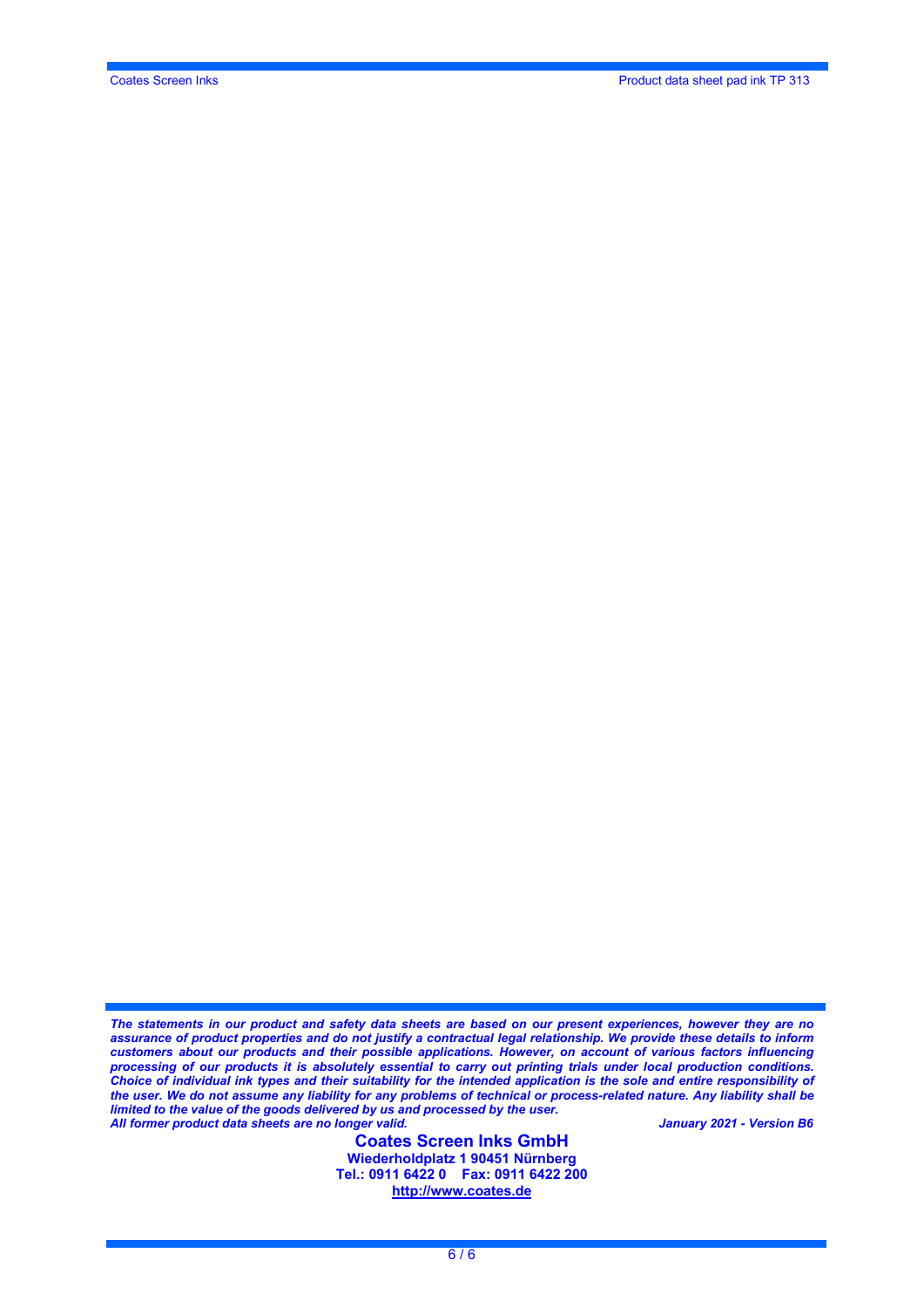***The statements in our product and safety data sheets are based on our present experiences, however they are no assurance of product properties and do not justify a contractual legal relationship. We provide these details to inform customers about our products and their possible applications. However, on account of various factors influencing processing of our products it is absolutely essential to carry out printing trials under local production conditions. Choice of individual ink types and their suitability for the intended application is the sole and entire responsibility of the user. We do not assume any liability for any problems of technical or process-related nature. Any liability shall be limited to the value of the goods delivered by us and processed by the user.***
***All former product data sheets are no longer valid.*** ***January 2021 - Version B6***

**Coates Screen Inks GmbH**
**Wiederholdplatz 1 90451 Nürnberg**
**Tel.: 0911 6422 0 Fax: 0911 6422 200**
**http://www.coates.de**